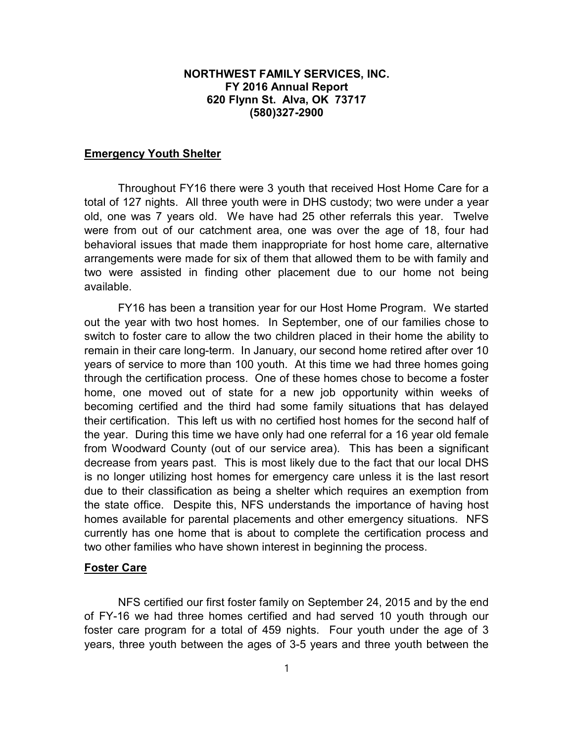**NORTHWEST FAMILY SERVICES, INC.**
**FY 2016 Annual Report**
**620 Flynn St. Alva, OK 73717**
**(580)327-2900**

## Emergency Youth Shelter

Throughout FY16 there were 3 youth that received Host Home Care for a total of 127 nights. All three youth were in DHS custody; two were under a year old, one was 7 years old. We have had 25 other referrals this year. Twelve were from out of our catchment area, one was over the age of 18, four had behavioral issues that made them inappropriate for host home care, alternative arrangements were made for six of them that allowed them to be with family and two were assisted in finding other placement due to our home not being available.

FY16 has been a transition year for our Host Home Program. We started out the year with two host homes. In September, one of our families chose to switch to foster care to allow the two children placed in their home the ability to remain in their care long-term. In January, our second home retired after over 10 years of service to more than 100 youth. At this time we had three homes going through the certification process. One of these homes chose to become a foster home, one moved out of state for a new job opportunity within weeks of becoming certified and the third had some family situations that has delayed their certification. This left us with no certified host homes for the second half of the year. During this time we have only had one referral for a 16 year old female from Woodward County (out of our service area). This has been a significant decrease from years past. This is most likely due to the fact that our local DHS is no longer utilizing host homes for emergency care unless it is the last resort due to their classification as being a shelter which requires an exemption from the state office. Despite this, NFS understands the importance of having host homes available for parental placements and other emergency situations. NFS currently has one home that is about to complete the certification process and two other families who have shown interest in beginning the process.

## Foster Care

NFS certified our first foster family on September 24, 2015 and by the end of FY-16 we had three homes certified and had served 10 youth through our foster care program for a total of 459 nights. Four youth under the age of 3 years, three youth between the ages of 3-5 years and three youth between the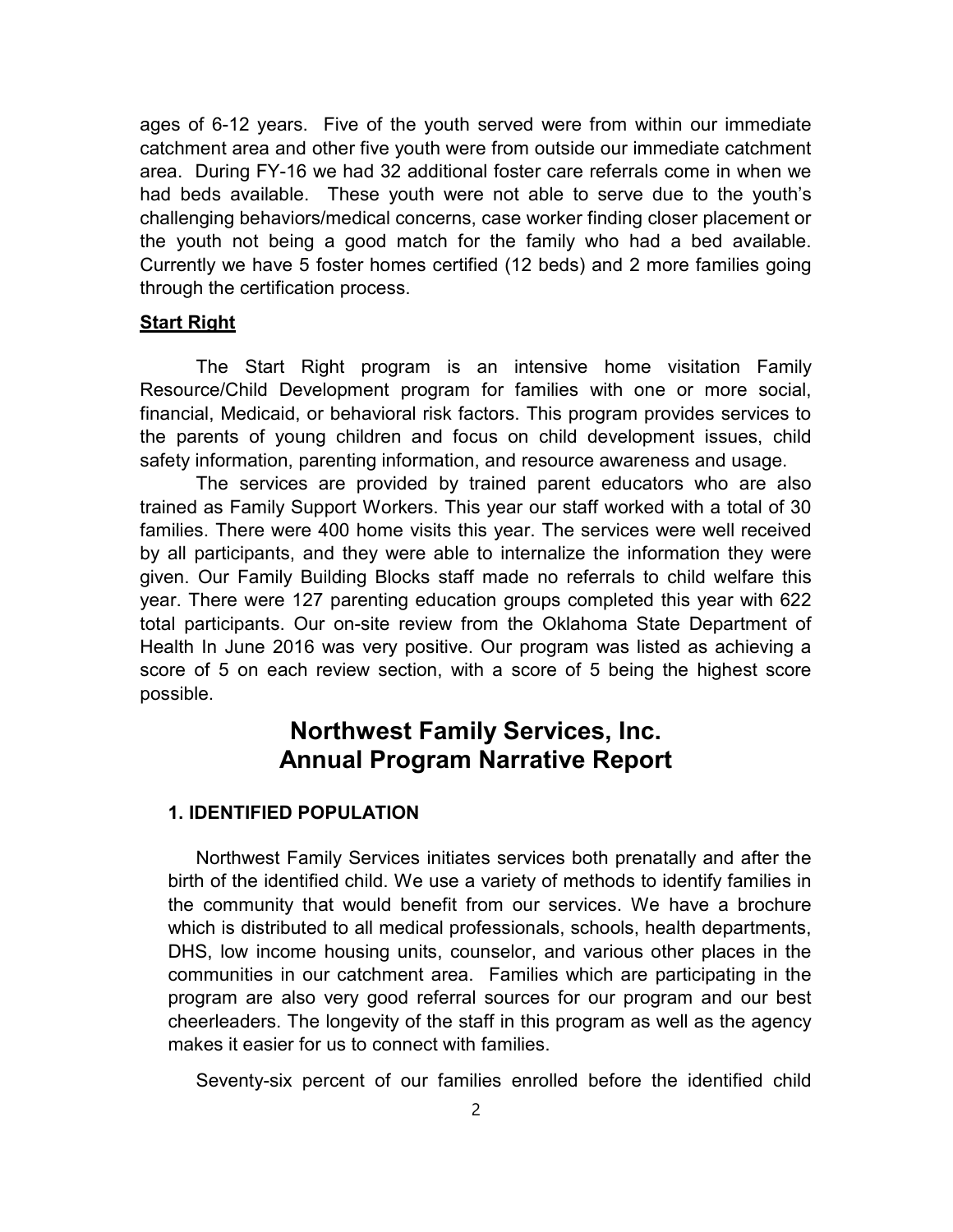ages of 6-12 years. Five of the youth served were from within our immediate catchment area and other five youth were from outside our immediate catchment area. During FY-16 we had 32 additional foster care referrals come in when we had beds available. These youth were not able to serve due to the youth's challenging behaviors/medical concerns, case worker finding closer placement or the youth not being a good match for the family who had a bed available. Currently we have 5 foster homes certified (12 beds) and 2 more families going through the certification process.

**Start Right**

The Start Right program is an intensive home visitation Family Resource/Child Development program for families with one or more social, financial, Medicaid, or behavioral risk factors. This program provides services to the parents of young children and focus on child development issues, child safety information, parenting information, and resource awareness and usage.

The services are provided by trained parent educators who are also trained as Family Support Workers. This year our staff worked with a total of 30 families. There were 400 home visits this year. The services were well received by all participants, and they were able to internalize the information they were given. Our Family Building Blocks staff made no referrals to child welfare this year. There were 127 parenting education groups completed this year with 622 total participants. Our on-site review from the Oklahoma State Department of Health In June 2016 was very positive. Our program was listed as achieving a score of 5 on each review section, with a score of 5 being the highest score possible.

# Northwest Family Services, Inc.
# Annual Program Narrative Report

### 1. IDENTIFIED POPULATION

Northwest Family Services initiates services both prenatally and after the birth of the identified child. We use a variety of methods to identify families in the community that would benefit from our services. We have a brochure which is distributed to all medical professionals, schools, health departments, DHS, low income housing units, counselor, and various other places in the communities in our catchment area. Families which are participating in the program are also very good referral sources for our program and our best cheerleaders. The longevity of the staff in this program as well as the agency makes it easier for us to connect with families.

Seventy-six percent of our families enrolled before the identified child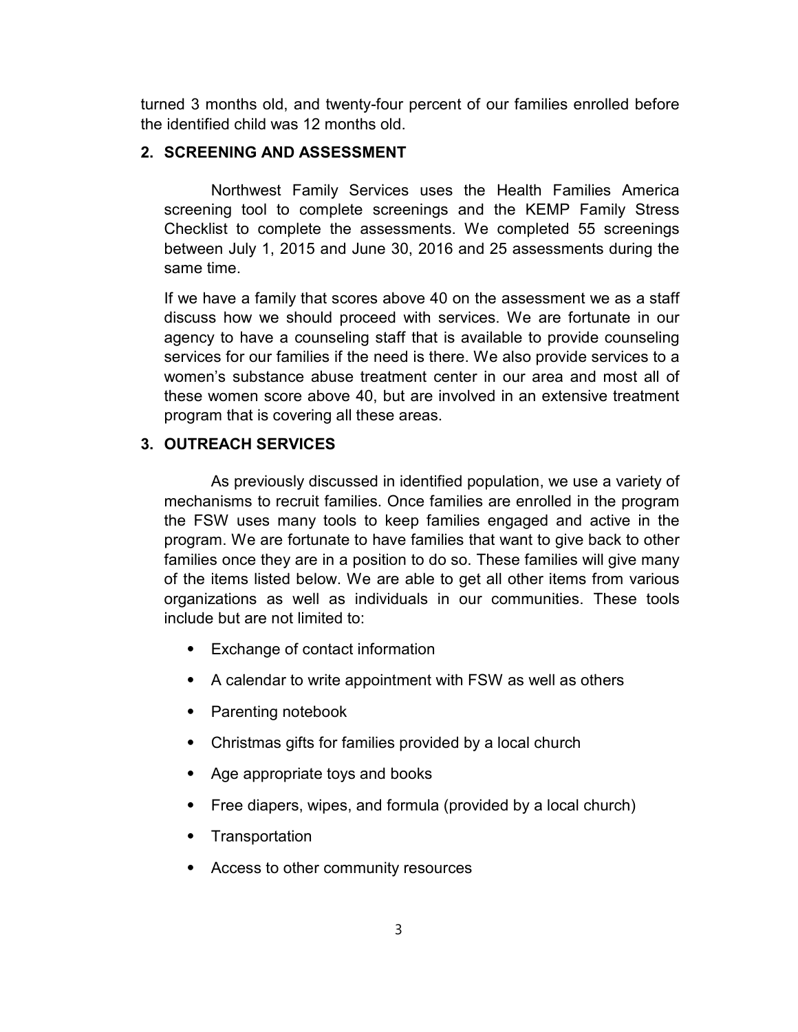turned 3 months old, and twenty-four percent of our families enrolled before the identified child was 12 months old.

## 2. SCREENING AND ASSESSMENT

Northwest Family Services uses the Health Families America screening tool to complete screenings and the KEMP Family Stress Checklist to complete the assessments. We completed 55 screenings between July 1, 2015 and June 30, 2016 and 25 assessments during the same time.

If we have a family that scores above 40 on the assessment we as a staff discuss how we should proceed with services. We are fortunate in our agency to have a counseling staff that is available to provide counseling services for our families if the need is there. We also provide services to a women's substance abuse treatment center in our area and most all of these women score above 40, but are involved in an extensive treatment program that is covering all these areas.

## 3. OUTREACH SERVICES

As previously discussed in identified population, we use a variety of mechanisms to recruit families. Once families are enrolled in the program the FSW uses many tools to keep families engaged and active in the program. We are fortunate to have families that want to give back to other families once they are in a position to do so. These families will give many of the items listed below. We are able to get all other items from various organizations as well as individuals in our communities. These tools include but are not limited to:

- Exchange of contact information
- A calendar to write appointment with FSW as well as others
- Parenting notebook
- Christmas gifts for families provided by a local church
- Age appropriate toys and books
- Free diapers, wipes, and formula (provided by a local church)
- Transportation
- Access to other community resources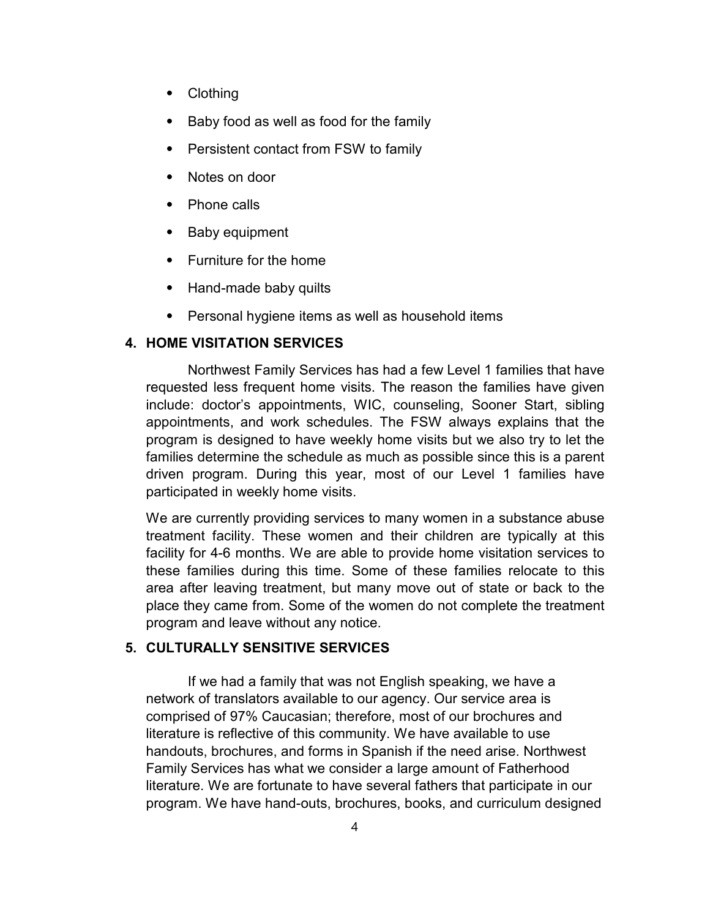- Clothing
- Baby food as well as food for the family
- Persistent contact from FSW to family
- Notes on door
- Phone calls
- Baby equipment
- Furniture for the home
- Hand-made baby quilts
- Personal hygiene items as well as household items

## 4. HOME VISITATION SERVICES

Northwest Family Services has had a few Level 1 families that have requested less frequent home visits. The reason the families have given include: doctor's appointments, WIC, counseling, Sooner Start, sibling appointments, and work schedules. The FSW always explains that the program is designed to have weekly home visits but we also try to let the families determine the schedule as much as possible since this is a parent driven program. During this year, most of our Level 1 families have participated in weekly home visits.

We are currently providing services to many women in a substance abuse treatment facility. These women and their children are typically at this facility for 4-6 months. We are able to provide home visitation services to these families during this time. Some of these families relocate to this area after leaving treatment, but many move out of state or back to the place they came from. Some of the women do not complete the treatment program and leave without any notice.

## 5. CULTURALLY SENSITIVE SERVICES

If we had a family that was not English speaking, we have a network of translators available to our agency. Our service area is comprised of 97% Caucasian; therefore, most of our brochures and literature is reflective of this community. We have available to use handouts, brochures, and forms in Spanish if the need arise. Northwest Family Services has what we consider a large amount of Fatherhood literature. We are fortunate to have several fathers that participate in our program. We have hand-outs, brochures, books, and curriculum designed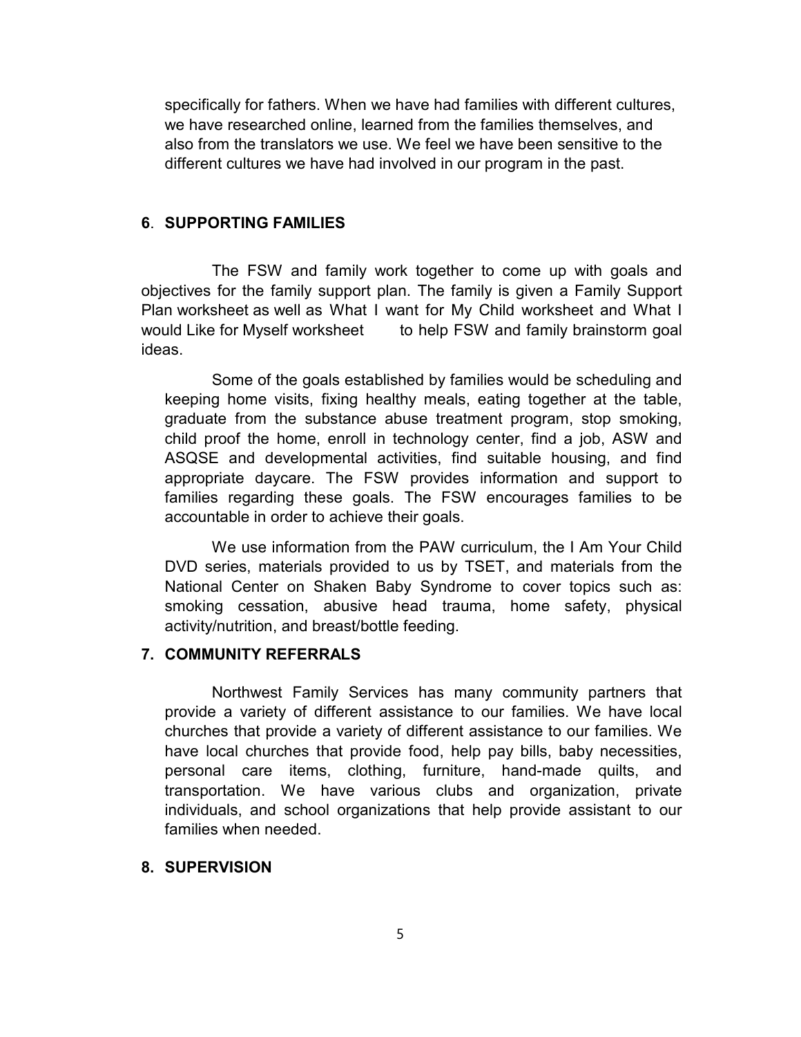specifically for fathers. When we have had families with different cultures, we have researched online, learned from the families themselves, and also from the translators we use. We feel we have been sensitive to the different cultures we have had involved in our program in the past.

## 6. SUPPORTING FAMILIES

The FSW and family work together to come up with goals and objectives for the family support plan. The family is given a Family Support Plan worksheet as well as What I want for My Child worksheet and What I would Like for Myself worksheet to help FSW and family brainstorm goal ideas.

Some of the goals established by families would be scheduling and keeping home visits, fixing healthy meals, eating together at the table, graduate from the substance abuse treatment program, stop smoking, child proof the home, enroll in technology center, find a job, ASW and ASQSE and developmental activities, find suitable housing, and find appropriate daycare. The FSW provides information and support to families regarding these goals. The FSW encourages families to be accountable in order to achieve their goals.

We use information from the PAW curriculum, the I Am Your Child DVD series, materials provided to us by TSET, and materials from the National Center on Shaken Baby Syndrome to cover topics such as: smoking cessation, abusive head trauma, home safety, physical activity/nutrition, and breast/bottle feeding.

## 7. COMMUNITY REFERRALS

Northwest Family Services has many community partners that provide a variety of different assistance to our families. We have local churches that provide a variety of different assistance to our families. We have local churches that provide food, help pay bills, baby necessities, personal care items, clothing, furniture, hand-made quilts, and transportation. We have various clubs and organization, private individuals, and school organizations that help provide assistant to our families when needed.

## 8. SUPERVISION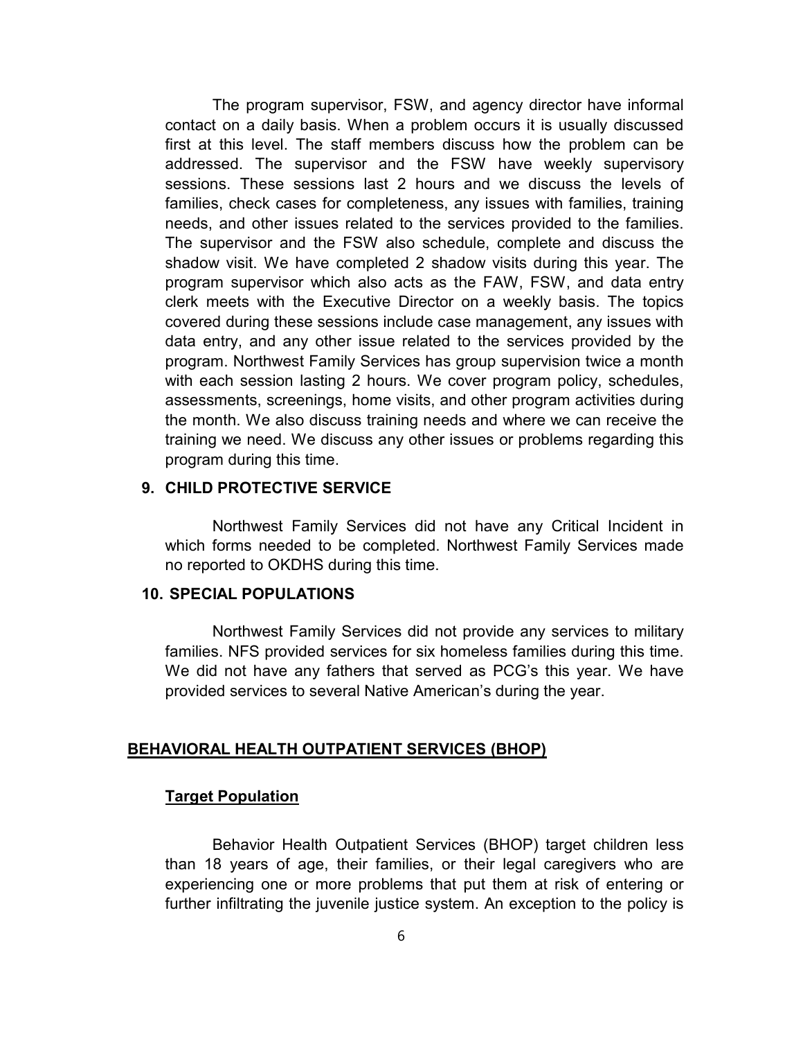The program supervisor, FSW, and agency director have informal contact on a daily basis. When a problem occurs it is usually discussed first at this level. The staff members discuss how the problem can be addressed. The supervisor and the FSW have weekly supervisory sessions. These sessions last 2 hours and we discuss the levels of families, check cases for completeness, any issues with families, training needs, and other issues related to the services provided to the families. The supervisor and the FSW also schedule, complete and discuss the shadow visit. We have completed 2 shadow visits during this year. The program supervisor which also acts as the FAW, FSW, and data entry clerk meets with the Executive Director on a weekly basis. The topics covered during these sessions include case management, any issues with data entry, and any other issue related to the services provided by the program. Northwest Family Services has group supervision twice a month with each session lasting 2 hours. We cover program policy, schedules, assessments, screenings, home visits, and other program activities during the month. We also discuss training needs and where we can receive the training we need. We discuss any other issues or problems regarding this program during this time.

### 9. CHILD PROTECTIVE SERVICE

Northwest Family Services did not have any Critical Incident in which forms needed to be completed. Northwest Family Services made no reported to OKDHS during this time.

### 10. SPECIAL POPULATIONS

Northwest Family Services did not provide any services to military families. NFS provided services for six homeless families during this time. We did not have any fathers that served as PCG's this year. We have provided services to several Native American's during the year.

## BEHAVIORAL HEALTH OUTPATIENT SERVICES (BHOP)

### Target Population

Behavior Health Outpatient Services (BHOP) target children less than 18 years of age, their families, or their legal caregivers who are experiencing one or more problems that put them at risk of entering or further infiltrating the juvenile justice system. An exception to the policy is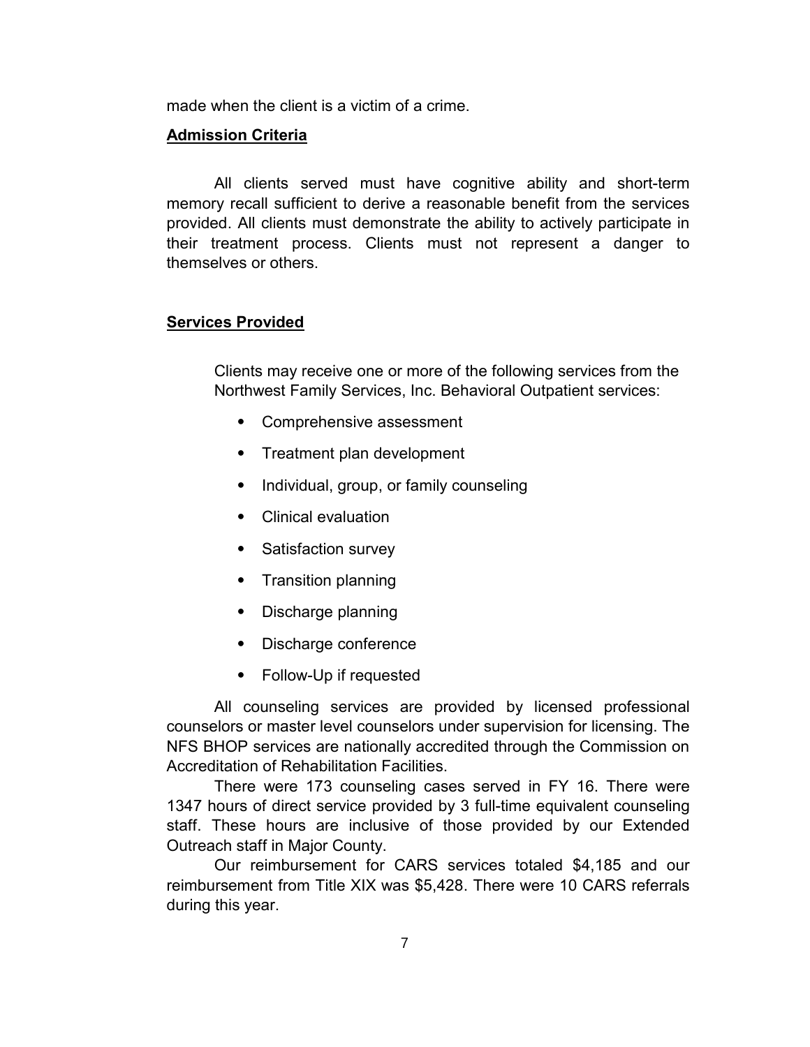made when the client is a victim of a crime.

## Admission Criteria

All clients served must have cognitive ability and short-term memory recall sufficient to derive a reasonable benefit from the services provided. All clients must demonstrate the ability to actively participate in their treatment process. Clients must not represent a danger to themselves or others.

## Services Provided

Clients may receive one or more of the following services from the Northwest Family Services, Inc. Behavioral Outpatient services:

- Comprehensive assessment
- Treatment plan development
- Individual, group, or family counseling
- Clinical evaluation
- Satisfaction survey
- Transition planning
- Discharge planning
- Discharge conference
- Follow-Up if requested

All counseling services are provided by licensed professional counselors or master level counselors under supervision for licensing. The NFS BHOP services are nationally accredited through the Commission on Accreditation of Rehabilitation Facilities.

There were 173 counseling cases served in FY 16. There were 1347 hours of direct service provided by 3 full-time equivalent counseling staff. These hours are inclusive of those provided by our Extended Outreach staff in Major County.

Our reimbursement for CARS services totaled $4,185 and our reimbursement from Title XIX was $5,428. There were 10 CARS referrals during this year.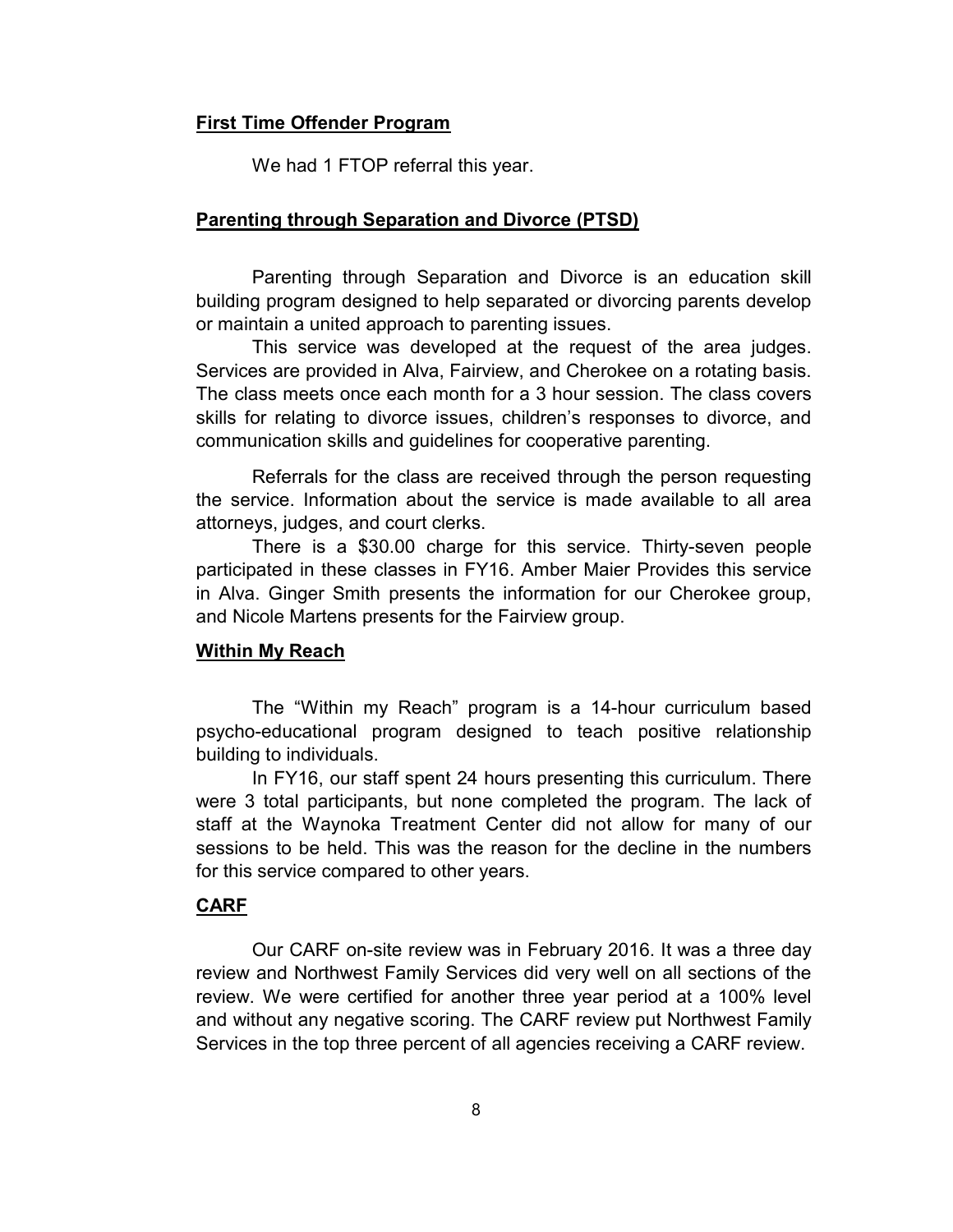## First Time Offender Program

We had 1 FTOP referral this year.

## Parenting through Separation and Divorce (PTSD)

Parenting through Separation and Divorce is an education skill building program designed to help separated or divorcing parents develop or maintain a united approach to parenting issues.

This service was developed at the request of the area judges. Services are provided in Alva, Fairview, and Cherokee on a rotating basis. The class meets once each month for a 3 hour session. The class covers skills for relating to divorce issues, children's responses to divorce, and communication skills and guidelines for cooperative parenting.

Referrals for the class are received through the person requesting the service. Information about the service is made available to all area attorneys, judges, and court clerks.

There is a $30.00 charge for this service. Thirty-seven people participated in these classes in FY16. Amber Maier Provides this service in Alva. Ginger Smith presents the information for our Cherokee group, and Nicole Martens presents for the Fairview group.

## Within My Reach

The "Within my Reach" program is a 14-hour curriculum based psycho-educational program designed to teach positive relationship building to individuals.

In FY16, our staff spent 24 hours presenting this curriculum. There were 3 total participants, but none completed the program. The lack of staff at the Waynoka Treatment Center did not allow for many of our sessions to be held. This was the reason for the decline in the numbers for this service compared to other years.

## CARF

Our CARF on-site review was in February 2016. It was a three day review and Northwest Family Services did very well on all sections of the review. We were certified for another three year period at a 100% level and without any negative scoring. The CARF review put Northwest Family Services in the top three percent of all agencies receiving a CARF review.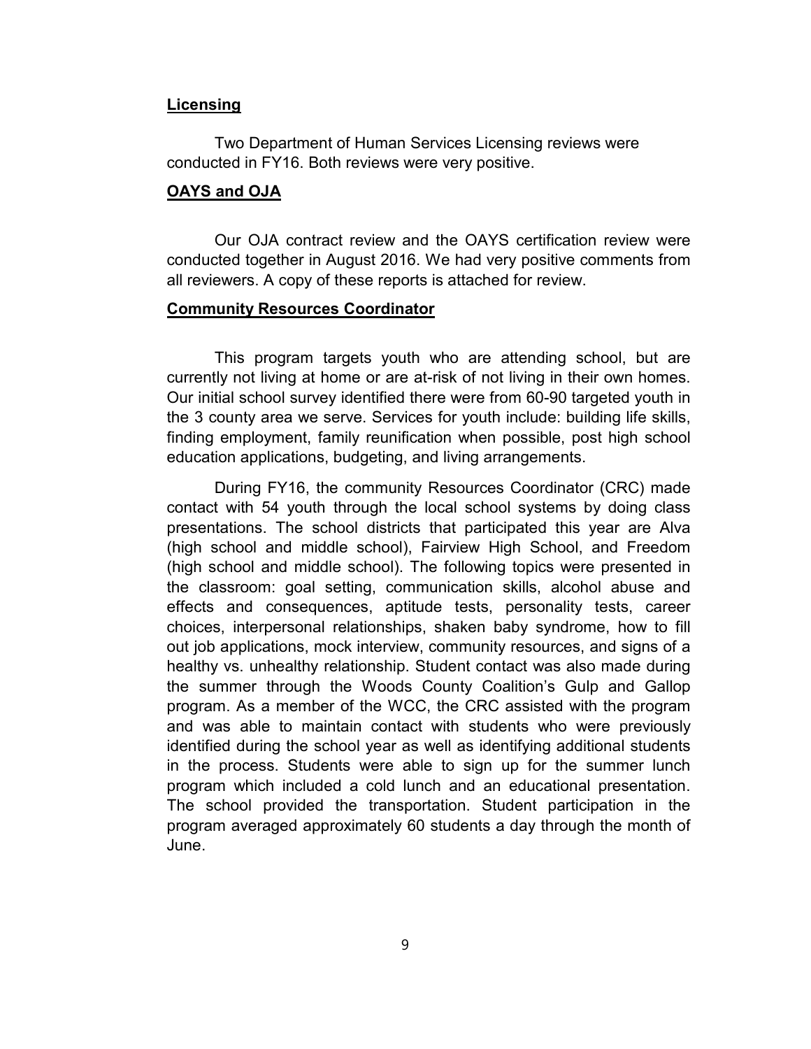## Licensing

Two Department of Human Services Licensing reviews were conducted in FY16. Both reviews were very positive.

## OAYS and OJA

Our OJA contract review and the OAYS certification review were conducted together in August 2016. We had very positive comments from all reviewers. A copy of these reports is attached for review.

## Community Resources Coordinator

This program targets youth who are attending school, but are currently not living at home or are at-risk of not living in their own homes. Our initial school survey identified there were from 60-90 targeted youth in the 3 county area we serve. Services for youth include: building life skills, finding employment, family reunification when possible, post high school education applications, budgeting, and living arrangements.

During FY16, the community Resources Coordinator (CRC) made contact with 54 youth through the local school systems by doing class presentations. The school districts that participated this year are Alva (high school and middle school), Fairview High School, and Freedom (high school and middle school). The following topics were presented in the classroom: goal setting, communication skills, alcohol abuse and effects and consequences, aptitude tests, personality tests, career choices, interpersonal relationships, shaken baby syndrome, how to fill out job applications, mock interview, community resources, and signs of a healthy vs. unhealthy relationship. Student contact was also made during the summer through the Woods County Coalition's Gulp and Gallop program. As a member of the WCC, the CRC assisted with the program and was able to maintain contact with students who were previously identified during the school year as well as identifying additional students in the process. Students were able to sign up for the summer lunch program which included a cold lunch and an educational presentation. The school provided the transportation. Student participation in the program averaged approximately 60 students a day through the month of June.